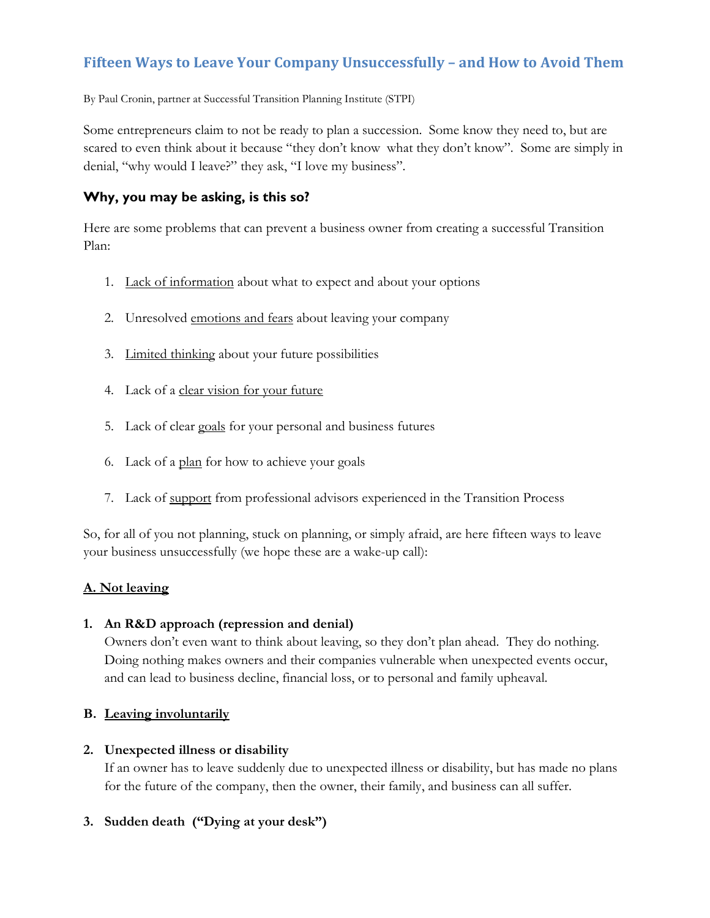# Fifteen Ways to Leave Your Company Unsuccessfully – and How to Avoid Them

By Paul Cronin, partner at Successful Transition Planning Institute (STPI)

Some entrepreneurs claim to not be ready to plan a succession. Some know they need to, but are scared to even think about it because "they don't know what they don't know". Some are simply in denial, "why would I leave?" they ask, "I love my business".

## Why, you may be asking, is this so?

Here are some problems that can prevent a business owner from creating a successful Transition Plan:

1. Lack of information about what to expect and about your options
2. Unresolved emotions and fears about leaving your company
3. Limited thinking about your future possibilities
4. Lack of a clear vision for your future
5. Lack of clear goals for your personal and business futures
6. Lack of a plan for how to achieve your goals
7. Lack of support from professional advisors experienced in the Transition Process

So, for all of you not planning, stuck on planning, or simply afraid, are here fifteen ways to leave your business unsuccessfully (we hope these are a wake-up call):

### A. Not leaving

**1. An R&D approach (repression and denial)**

Owners don't even want to think about leaving, so they don't plan ahead. They do nothing. Doing nothing makes owners and their companies vulnerable when unexpected events occur, and can lead to business decline, financial loss, or to personal and family upheaval.

### B. Leaving involuntarily

**2. Unexpected illness or disability**

If an owner has to leave suddenly due to unexpected illness or disability, but has made no plans for the future of the company, then the owner, their family, and business can all suffer.

**3. Sudden death ("Dying at your desk")**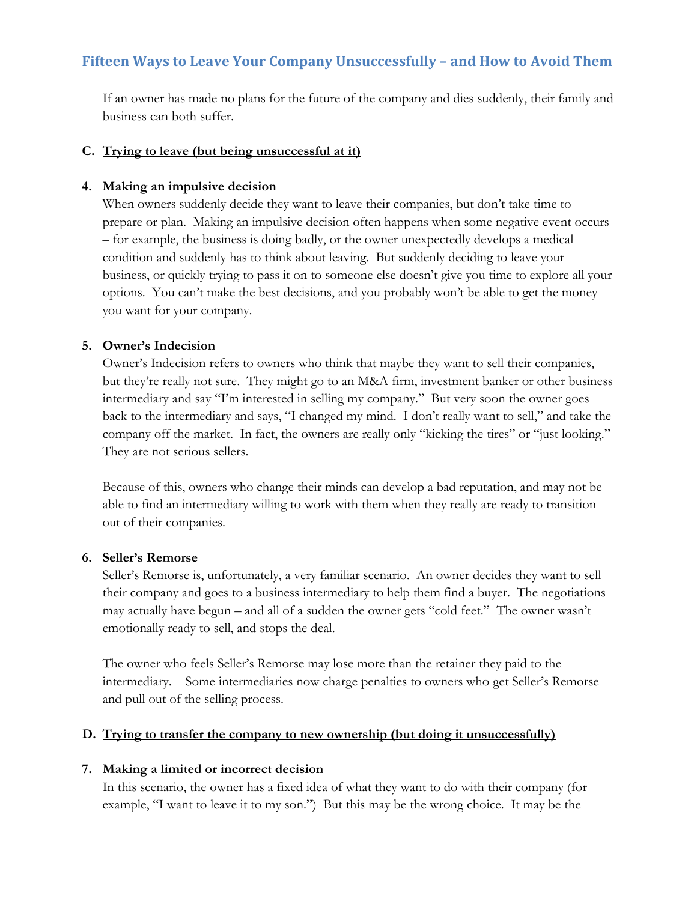If an owner has made no plans for the future of the company and dies suddenly, their family and business can both suffer.

**C. Trying to leave (but being unsuccessful at it)**

**4. Making an impulsive decision**

When owners suddenly decide they want to leave their companies, but don't take time to prepare or plan. Making an impulsive decision often happens when some negative event occurs – for example, the business is doing badly, or the owner unexpectedly develops a medical condition and suddenly has to think about leaving. But suddenly deciding to leave your business, or quickly trying to pass it on to someone else doesn't give you time to explore all your options. You can't make the best decisions, and you probably won't be able to get the money you want for your company.

**5. Owner's Indecision**

Owner's Indecision refers to owners who think that maybe they want to sell their companies, but they're really not sure. They might go to an M&A firm, investment banker or other business intermediary and say "I'm interested in selling my company." But very soon the owner goes back to the intermediary and says, "I changed my mind. I don't really want to sell," and take the company off the market. In fact, the owners are really only "kicking the tires" or "just looking." They are not serious sellers.

Because of this, owners who change their minds can develop a bad reputation, and may not be able to find an intermediary willing to work with them when they really are ready to transition out of their companies.

**6. Seller's Remorse**

Seller's Remorse is, unfortunately, a very familiar scenario. An owner decides they want to sell their company and goes to a business intermediary to help them find a buyer. The negotiations may actually have begun – and all of a sudden the owner gets "cold feet." The owner wasn't emotionally ready to sell, and stops the deal.

The owner who feels Seller's Remorse may lose more than the retainer they paid to the intermediary. Some intermediaries now charge penalties to owners who get Seller's Remorse and pull out of the selling process.

**D. Trying to transfer the company to new ownership (but doing it unsuccessfully)**

**7. Making a limited or incorrect decision**

In this scenario, the owner has a fixed idea of what they want to do with their company (for example, "I want to leave it to my son.") But this may be the wrong choice. It may be the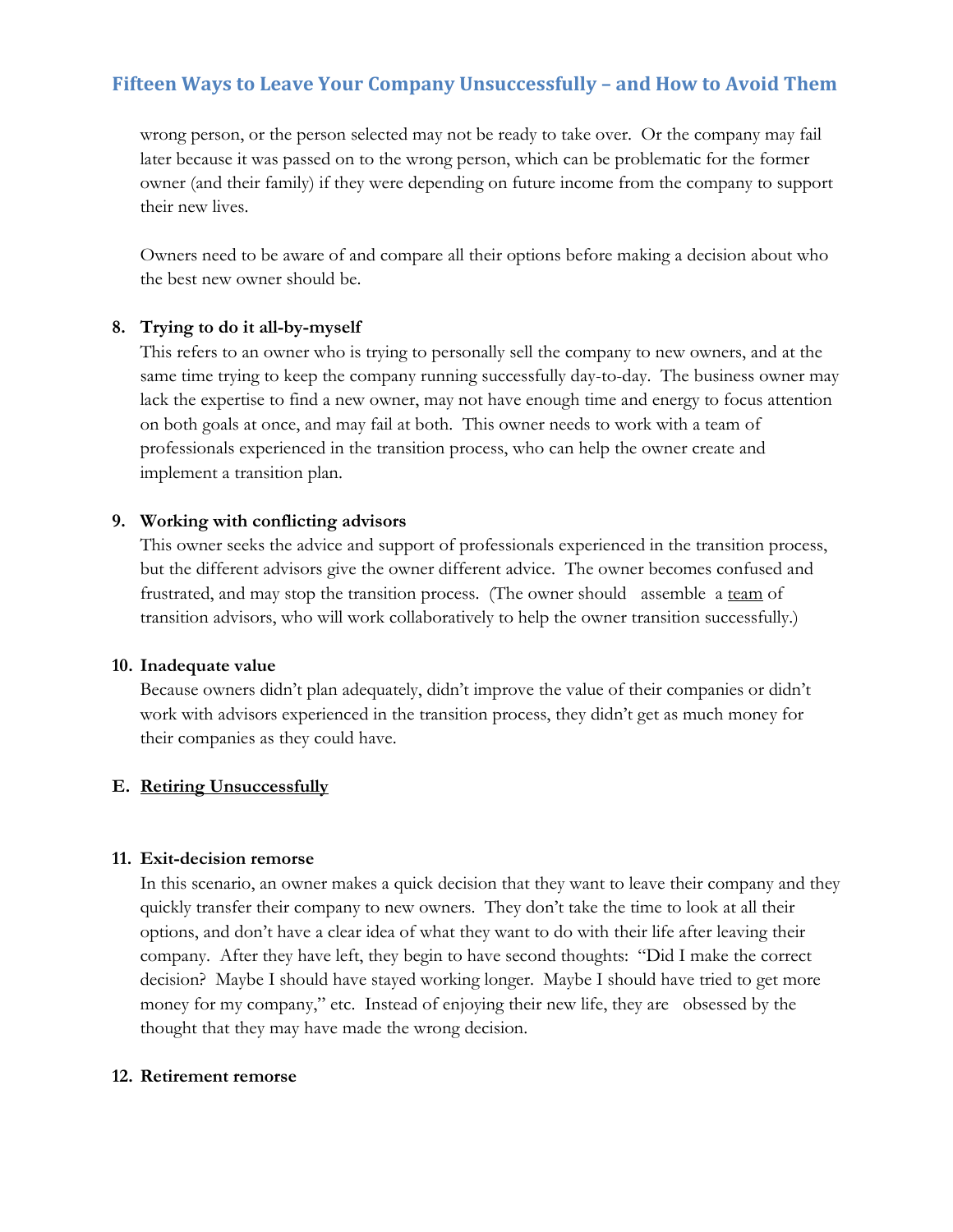wrong person, or the person selected may not be ready to take over. Or the company may fail later because it was passed on to the wrong person, which can be problematic for the former owner (and their family) if they were depending on future income from the company to support their new lives.

Owners need to be aware of and compare all their options before making a decision about who the best new owner should be.

**8. Trying to do it all-by-myself**

This refers to an owner who is trying to personally sell the company to new owners, and at the same time trying to keep the company running successfully day-to-day. The business owner may lack the expertise to find a new owner, may not have enough time and energy to focus attention on both goals at once, and may fail at both. This owner needs to work with a team of professionals experienced in the transition process, who can help the owner create and implement a transition plan.

**9. Working with conflicting advisors**

This owner seeks the advice and support of professionals experienced in the transition process, but the different advisors give the owner different advice. The owner becomes confused and frustrated, and may stop the transition process. (The owner should assemble a <u>team</u> of transition advisors, who will work collaboratively to help the owner transition successfully.)

**10. Inadequate value**

Because owners didn't plan adequately, didn't improve the value of their companies or didn't work with advisors experienced in the transition process, they didn't get as much money for their companies as they could have.

## E. <u>Retiring Unsuccessfully</u>

**11. Exit-decision remorse**

In this scenario, an owner makes a quick decision that they want to leave their company and they quickly transfer their company to new owners. They don't take the time to look at all their options, and don't have a clear idea of what they want to do with their life after leaving their company. After they have left, they begin to have second thoughts: "Did I make the correct decision? Maybe I should have stayed working longer. Maybe I should have tried to get more money for my company," etc. Instead of enjoying their new life, they are obsessed by the thought that they may have made the wrong decision.

**12. Retirement remorse**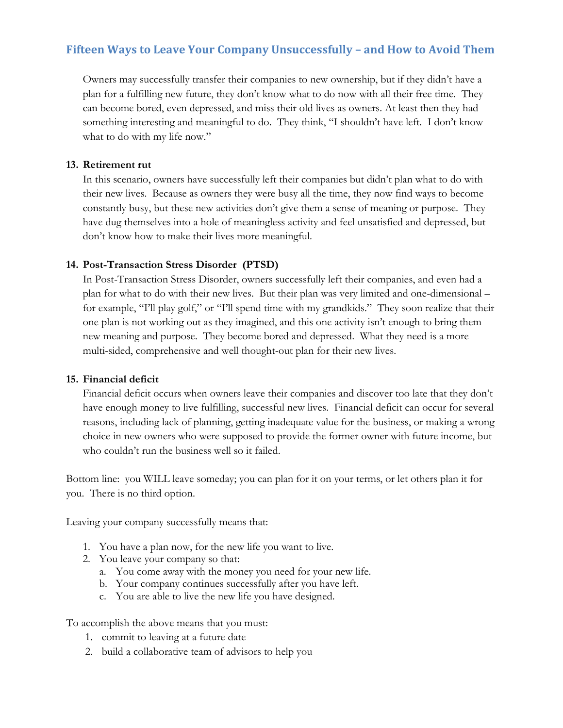## Fifteen Ways to Leave Your Company Unsuccessfully – and How to Avoid Them

Owners may successfully transfer their companies to new ownership, but if they didn't have a plan for a fulfilling new future, they don't know what to do now with all their free time. They can become bored, even depressed, and miss their old lives as owners. At least then they had something interesting and meaningful to do. They think, "I shouldn't have left. I don't know what to do with my life now."

13. **Retirement rut**

    In this scenario, owners have successfully left their companies but didn't plan what to do with their new lives. Because as owners they were busy all the time, they now find ways to become constantly busy, but these new activities don't give them a sense of meaning or purpose. They have dug themselves into a hole of meaningless activity and feel unsatisfied and depressed, but don't know how to make their lives more meaningful.

14. **Post-Transaction Stress Disorder (PTSD)**

    In Post-Transaction Stress Disorder, owners successfully left their companies, and even had a plan for what to do with their new lives. But their plan was very limited and one-dimensional – for example, "I'll play golf," or "I'll spend time with my grandkids." They soon realize that their one plan is not working out as they imagined, and this one activity isn't enough to bring them new meaning and purpose. They become bored and depressed. What they need is a more multi-sided, comprehensive and well thought-out plan for their new lives.

15. **Financial deficit**

    Financial deficit occurs when owners leave their companies and discover too late that they don't have enough money to live fulfilling, successful new lives. Financial deficit can occur for several reasons, including lack of planning, getting inadequate value for the business, or making a wrong choice in new owners who were supposed to provide the former owner with future income, but who couldn't run the business well so it failed.

Bottom line: you WILL leave someday; you can plan for it on your terms, or let others plan it for you. There is no third option.

Leaving your company successfully means that:

1. You have a plan now, for the new life you want to live.
2. You leave your company so that:
   a. You come away with the money you need for your new life.
   b. Your company continues successfully after you have left.
   c. You are able to live the new life you have designed.

To accomplish the above means that you must:

1. commit to leaving at a future date
2. build a collaborative team of advisors to help you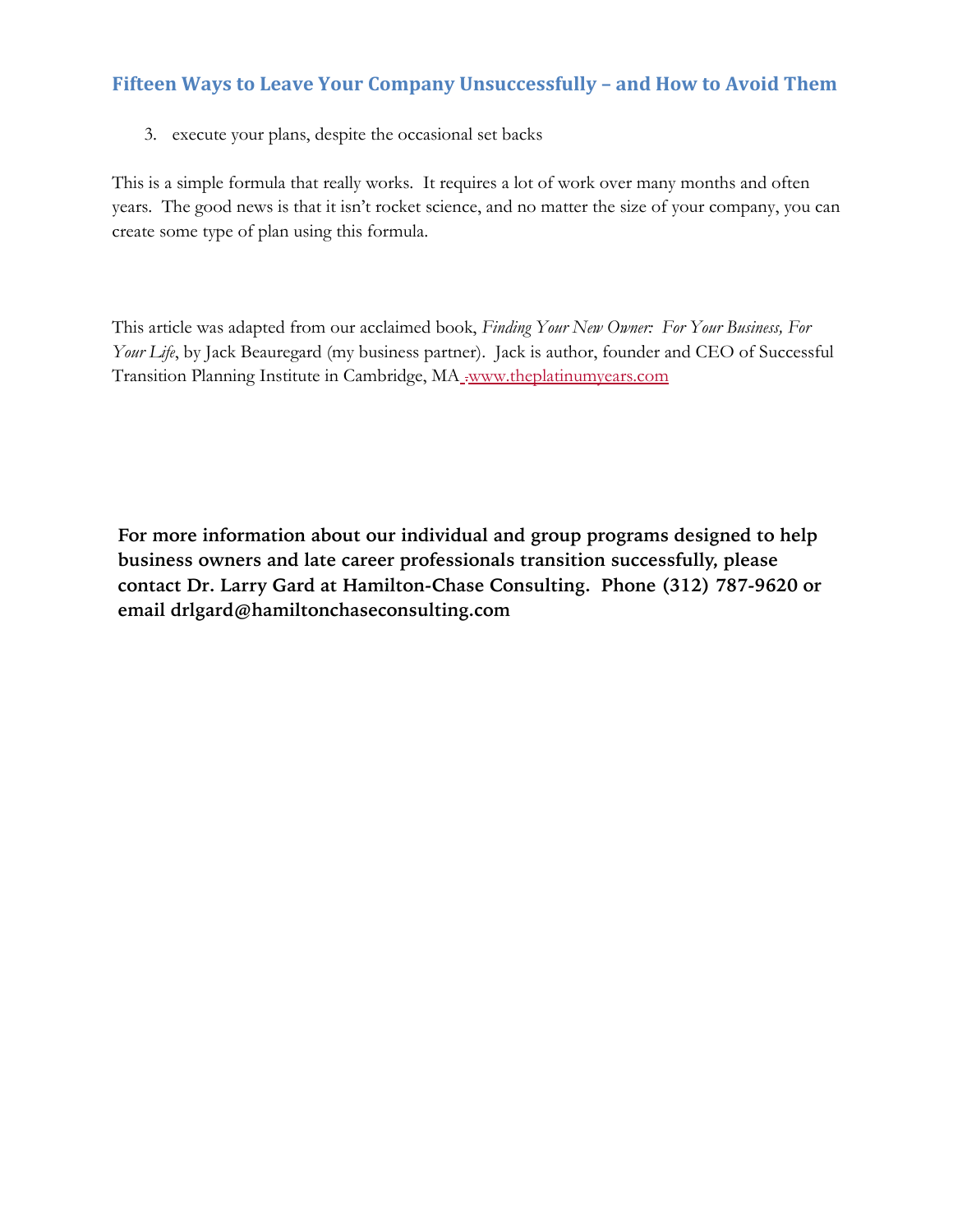3. execute your plans, despite the occasional set backs

This is a simple formula that really works. It requires a lot of work over many months and often years. The good news is that it isn't rocket science, and no matter the size of your company, you can create some type of plan using this formula.

This article was adapted from our acclaimed book, *Finding Your New Owner: For Your Business, For Your Life*, by Jack Beauregard (my business partner). Jack is author, founder and CEO of Successful Transition Planning Institute in Cambridge, MA www.theplatinumyears.com

**For more information about our individual and group programs designed to help business owners and late career professionals transition successfully, please contact Dr. Larry Gard at Hamilton-Chase Consulting. Phone (312) 787-9620 or email drlgard@hamiltonchaseconsulting.com**